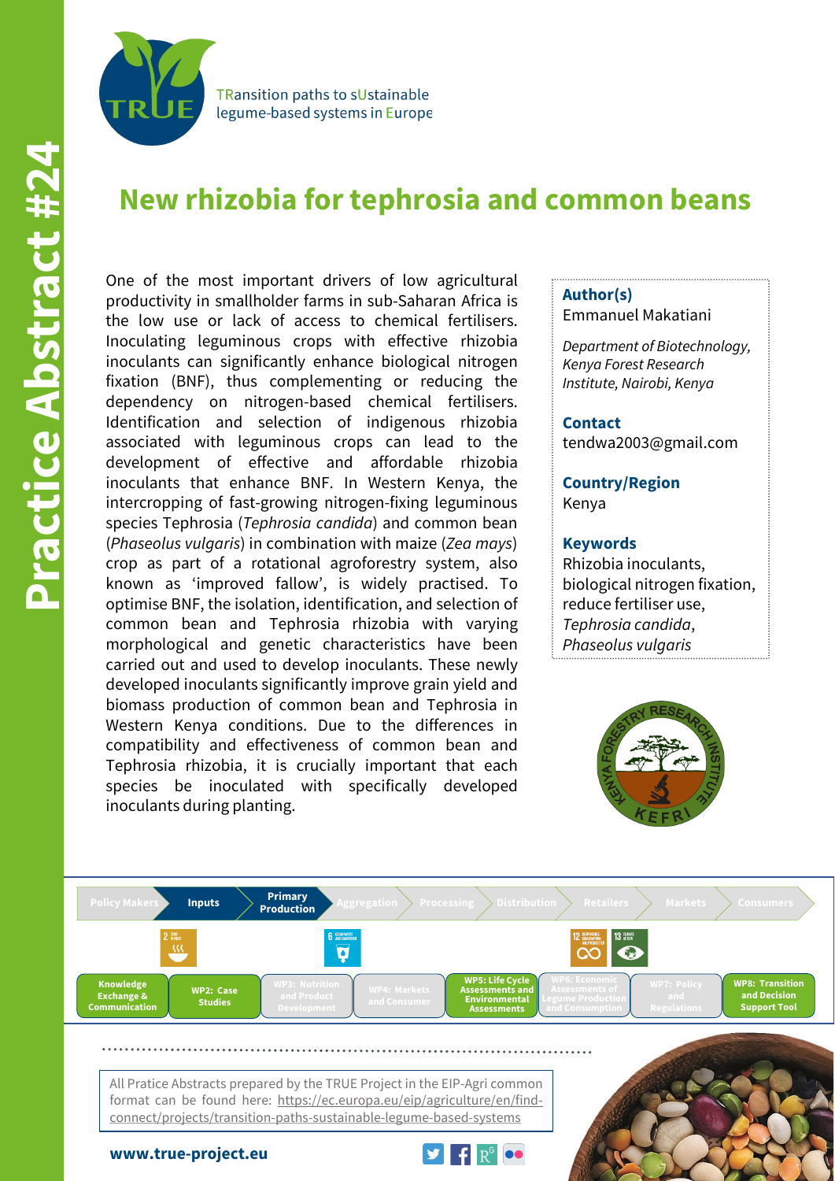Practice Abstract #24

TRansition paths to sUstainable legume-based systems in Europe

# New rhizobia for tephrosia and common beans

One of the most important drivers of low agricultural productivity in smallholder farms in sub-Saharan Africa is the low use or lack of access to chemical fertilisers. Inoculating leguminous crops with effective rhizobia inoculants can significantly enhance biological nitrogen fixation (BNF), thus complementing or reducing the dependency on nitrogen-based chemical fertilisers. Identification and selection of indigenous rhizobia associated with leguminous crops can lead to the development of effective and affordable rhizobia inoculants that enhance BNF. In Western Kenya, the intercropping of fast-growing nitrogen-fixing leguminous species Tephrosia (*Tephrosia candida*) and common bean (*Phaseolus vulgaris*) in combination with maize (*Zea mays*) crop as part of a rotational agroforestry system, also known as 'improved fallow', is widely practised. To optimise BNF, the isolation, identification, and selection of common bean and Tephrosia rhizobia with varying morphological and genetic characteristics have been carried out and used to develop inoculants. These newly developed inoculants significantly improve grain yield and biomass production of common bean and Tephrosia in Western Kenya conditions. Due to the differences in compatibility and effectiveness of common bean and Tephrosia rhizobia, it is crucially important that each species be inoculated with specifically developed inoculants during planting.

**Author(s)**
Emmanuel Makatiani

*Department of Biotechnology, Kenya Forest Research Institute, Nairobi, Kenya*

**Contact**
tendwa2003@gmail.com

**Country/Region**
Kenya

**Keywords**
Rhizobia inoculants, biological nitrogen fixation, reduce fertiliser use, *Tephrosia candida*, *Phaseolus vulgaris*

Policy Makers | **Inputs** | **Primary Production** | Aggregation | Processing | Distribution | Retailers | Markets | Consumers

**Knowledge Exchange & Communication** | **WP2: Case Studies** | WP3: Nutrition and Product Development | WP4: Markets and Consumer | **WP5: Life Cycle Assessments and Environmental Assessments** | WP6: Economic Assessments of Legume Production and Consumption | WP7: Policy and Regulations | **WP8: Transition and Decision Support Tool**

All Pratice Abstracts prepared by the TRUE Project in the EIP-Agri common format can be found here: https://ec.europa.eu/eip/agriculture/en/find-connect/projects/transition-paths-sustainable-legume-based-systems

**www.true-project.eu**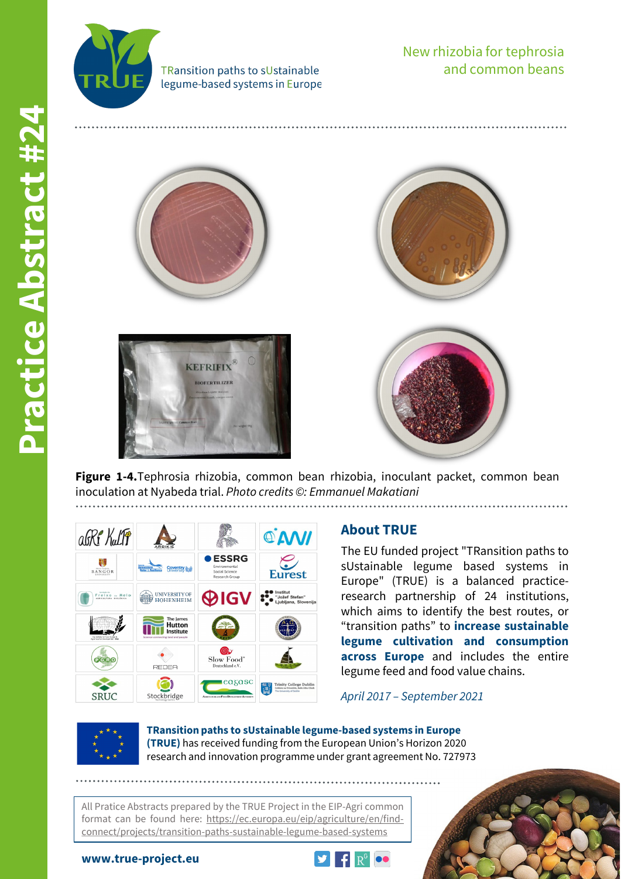TRansition paths to sUstainable legume-based systems in Europe

New rhizobia for tephrosia and common beans

# Practice Abstract #24

**Figure 1-4.**Tephrosia rhizobia, common bean rhizobia, inoculant packet, common bean inoculation at Nyabeda trial. *Photo credits ©: Emmanuel Makatiani*

## About TRUE

The EU funded project "TRansition paths to sUstainable legume based systems in Europe" (TRUE) is a balanced practice-research partnership of 24 institutions, which aims to identify the best routes, or "transition paths" to **increase sustainable legume cultivation and consumption across Europe** and includes the entire legume feed and food value chains.

*April 2017 – September 2021*

**TRansition paths to sUstainable legume-based systems in Europe (TRUE)** has received funding from the European Union's Horizon 2020 research and innovation programme under grant agreement No. 727973

All Pratice Abstracts prepared by the TRUE Project in the EIP-Agri common format can be found here: https://ec.europa.eu/eip/agriculture/en/find-connect/projects/transition-paths-sustainable-legume-based-systems

**www.true-project.eu**